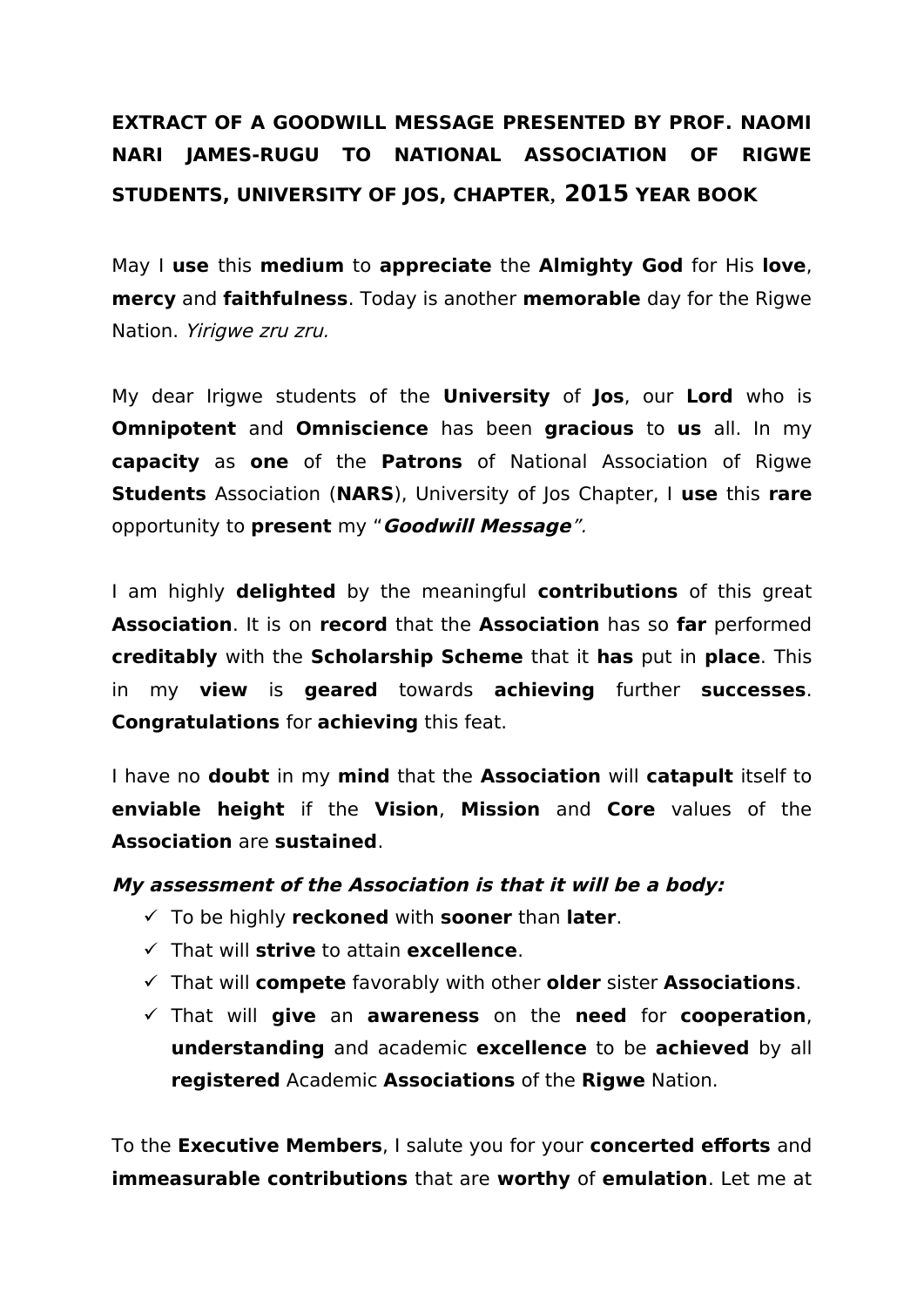# EXTRACT OF A GOODWILL MESSAGE PRESENTED BY PROF. NAOMI NARI JAMES-RUGU TO NATIONAL ASSOCIATION OF RIGWE STUDENTS, UNIVERSITY OF JOS, CHAPTER, 2015 YEAR BOOK

May I **use** this **medium** to **appreciate** the **Almighty God** for His **love**, **mercy** and **faithfulness**. Today is another **memorable** day for the Rigwe Nation. *Yirigwe zru zru.*

My dear Irigwe students of the **University** of **Jos**, our **Lord** who is **Omnipotent** and **Omniscience** has been **gracious** to **us** all. In my **capacity** as **one** of the **Patrons** of National Association of Rigwe **Students** Association (**NARS**), University of Jos Chapter, I **use** this **rare** opportunity to **present** my "***Goodwill Message***"*.*

I am highly **delighted** by the meaningful **contributions** of this great **Association**. It is on **record** that the **Association** has so **far** performed **creditably** with the **Scholarship Scheme** that it **has** put in **place**. This in my **view** is **geared** towards **achieving** further **successes**. **Congratulations** for **achieving** this feat.

I have no **doubt** in my **mind** that the **Association** will **catapult** itself to **enviable height** if the **Vision**, **Mission** and **Core** values of the **Association** are **sustained**.

***My assessment of the Association is that it will be a body:***

- ✓ To be highly **reckoned** with **sooner** than **later**.
- ✓ That will **strive** to attain **excellence**.
- ✓ That will **compete** favorably with other **older** sister **Associations**.
- ✓ That will **give** an **awareness** on the **need** for **cooperation**, **understanding** and academic **excellence** to be **achieved** by all **registered** Academic **Associations** of the **Rigwe** Nation.

To the **Executive Members**, I salute you for your **concerted efforts** and **immeasurable contributions** that are **worthy** of **emulation**. Let me at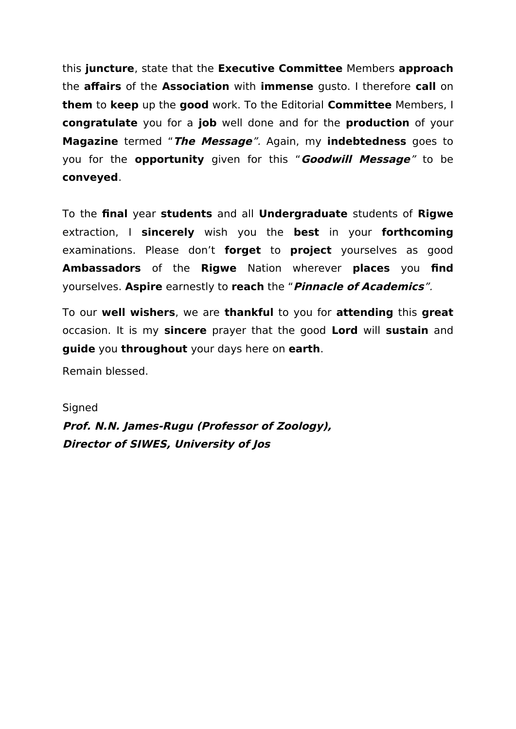this **juncture**, state that the **Executive Committee** Members **approach** the **affairs** of the **Association** with **immense** gusto. I therefore **call** on **them** to **keep** up the **good** work. To the Editorial **Committee** Members, I **congratulate** you for a **job** well done and for the **production** of your **Magazine** termed "***The Message***". Again, my **indebtedness** goes to you for the **opportunity** given for this "***Goodwill Message***" to be **conveyed**.

To the **final** year **students** and all **Undergraduate** students of **Rigwe** extraction, I **sincerely** wish you the **best** in your **forthcoming** examinations. Please don't **forget** to **project** yourselves as good **Ambassadors** of the **Rigwe** Nation wherever **places** you **find** yourselves. **Aspire** earnestly to **reach** the "***Pinnacle of Academics***".

To our **well wishers**, we are **thankful** to you for **attending** this **great** occasion. It is my **sincere** prayer that the good **Lord** will **sustain** and **guide** you **throughout** your days here on **earth**.

Remain blessed.

Signed

***Prof. N.N. James-Rugu (Professor of Zoology),***
***Director of SIWES, University of Jos***